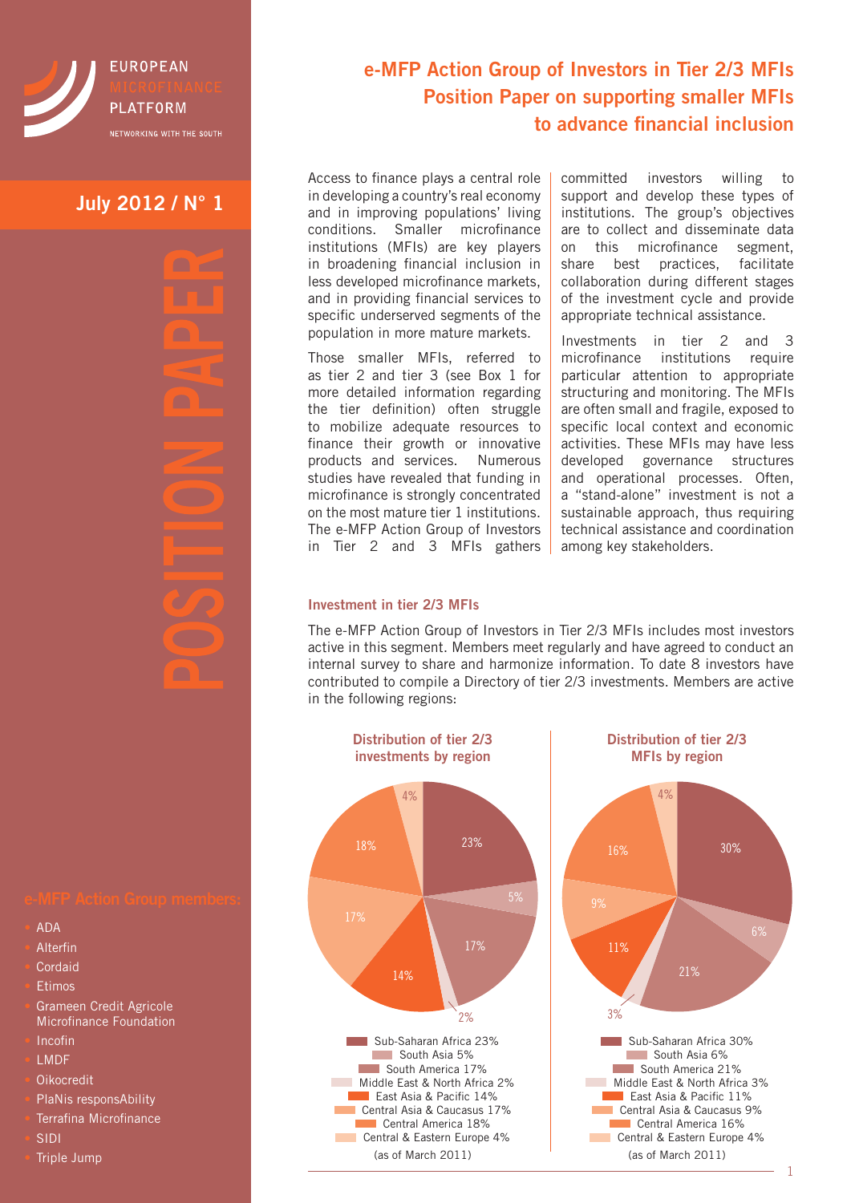EUROPEAN MICROFINANCE PLATFORM

NETWORKING WITH THE SOUTH

**July 2012 / N° 1**

POSITION PAPER

# e-MFP Action Group of Investors in Tier 2/3 MFIs Position Paper on supporting smaller MFIs to advance financial inclusion

Access to finance plays a central role in developing a country's real economy and in improving populations' living conditions. Smaller microfinance institutions (MFIs) are key players in broadening financial inclusion in less developed microfinance markets, and in providing financial services to specific underserved segments of the population in more mature markets.

Those smaller MFIs, referred to as tier 2 and tier 3 (see Box 1 for more detailed information regarding the tier definition) often struggle to mobilize adequate resources to finance their growth or innovative products and services. Numerous studies have revealed that funding in microfinance is strongly concentrated on the most mature tier 1 institutions. The e-MFP Action Group of Investors in Tier 2 and 3 MFIs gathers committed investors willing to support and develop these types of institutions. The group's objectives are to collect and disseminate data on this microfinance segment, share best practices, facilitate collaboration during different stages of the investment cycle and provide appropriate technical assistance.

Investments in tier 2 and 3 microfinance institutions require particular attention to appropriate structuring and monitoring. The MFIs are often small and fragile, exposed to specific local context and economic activities. These MFIs may have less developed governance structures and operational processes. Often, a "stand-alone" investment is not a sustainable approach, thus requiring technical assistance and coordination among key stakeholders.

### Investment in tier 2/3 MFIs

The e-MFP Action Group of Investors in Tier 2/3 MFIs includes most investors active in this segment. Members meet regularly and have agreed to conduct an internal survey to share and harmonize information. To date 8 investors have contributed to compile a Directory of tier 2/3 investments. Members are active in the following regions:

**Distribution of tier 2/3 investments by region**

| Region | Share |
|---|---|
| Sub-Saharan Africa | 23% |
| South Asia | 5% |
| South America | 17% |
| Middle East & North Africa | 2% |
| East Asia & Pacific | 14% |
| Central Asia & Caucasus | 17% |
| Central America | 18% |
| Central & Eastern Europe | 4% |

(as of March 2011)

**Distribution of tier 2/3 MFIs by region**

| Region | Share |
|---|---|
| Sub-Saharan Africa | 30% |
| South Asia | 6% |
| South America | 21% |
| Middle East & North Africa | 3% |
| East Asia & Pacific | 11% |
| Central Asia & Caucasus | 9% |
| Central America | 16% |
| Central & Eastern Europe | 4% |

(as of March 2011)

**e-MFP Action Group members:**

- ADA
- Alterfin
- Cordaid
- Etimos
- Grameen Credit Agricole Microfinance Foundation
- Incofin
- LMDF
- Oikocredit
- PlaNis responsAbility
- Terrafina Microfinance
- SIDI
- Triple Jump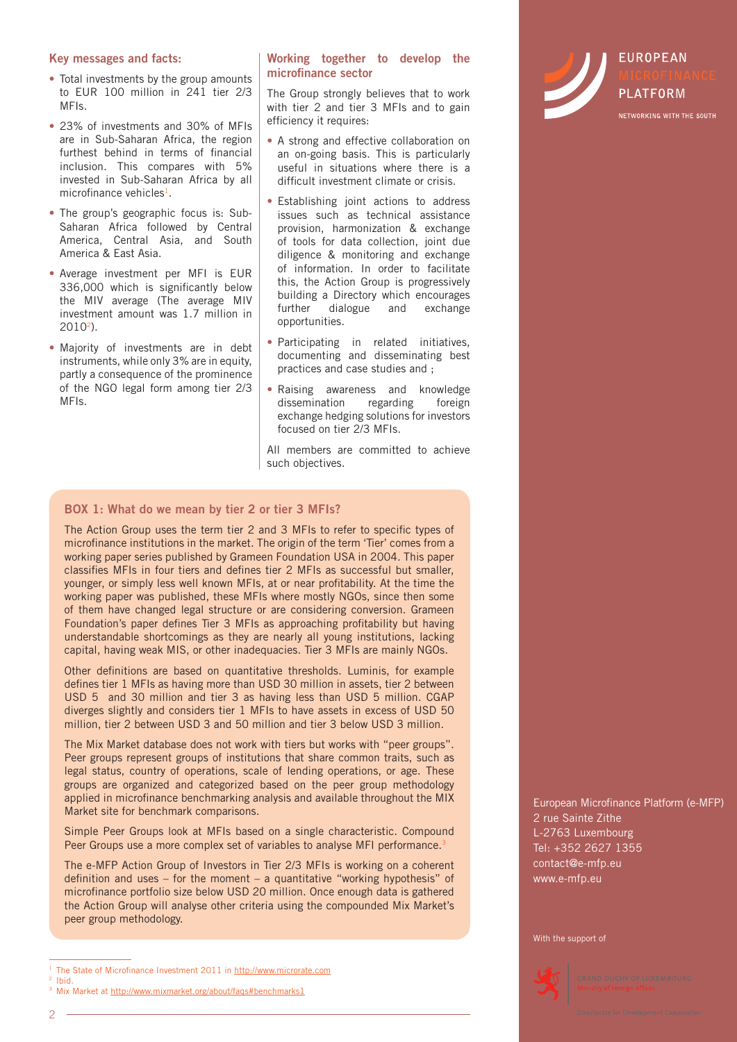## Key messages and facts:

- Total investments by the group amounts to EUR 100 million in 241 tier 2/3 MFIs.
- 23% of investments and 30% of MFIs are in Sub-Saharan Africa, the region furthest behind in terms of financial inclusion. This compares with 5% invested in Sub-Saharan Africa by all microfinance vehicles[1].
- The group's geographic focus is: Sub-Saharan Africa followed by Central America, Central Asia, and South America & East Asia.
- Average investment per MFI is EUR 336,000 which is significantly below the MIV average (The average MIV investment amount was 1.7 million in 2010[2]).
- Majority of investments are in debt instruments, while only 3% are in equity, partly a consequence of the prominence of the NGO legal form among tier 2/3 MFIs.

## Working together to develop the microfinance sector

The Group strongly believes that to work with tier 2 and tier 3 MFIs and to gain efficiency it requires:

- A strong and effective collaboration on an on-going basis. This is particularly useful in situations where there is a difficult investment climate or crisis.
- Establishing joint actions to address issues such as technical assistance provision, harmonization & exchange of tools for data collection, joint due diligence & monitoring and exchange of information. In order to facilitate this, the Action Group is progressively building a Directory which encourages further dialogue and exchange opportunities.
- Participating in related initiatives, documenting and disseminating best practices and case studies and ;
- Raising awareness and knowledge dissemination regarding foreign exchange hedging solutions for investors focused on tier 2/3 MFIs.

All members are committed to achieve such objectives.

### BOX 1: What do we mean by tier 2 or tier 3 MFIs?

The Action Group uses the term tier 2 and 3 MFIs to refer to specific types of microfinance institutions in the market. The origin of the term 'Tier' comes from a working paper series published by Grameen Foundation USA in 2004. This paper classifies MFIs in four tiers and defines tier 2 MFIs as successful but smaller, younger, or simply less well known MFIs, at or near profitability. At the time the working paper was published, these MFIs where mostly NGOs, since then some of them have changed legal structure or are considering conversion. Grameen Foundation's paper defines Tier 3 MFIs as approaching profitability but having understandable shortcomings as they are nearly all young institutions, lacking capital, having weak MIS, or other inadequacies. Tier 3 MFIs are mainly NGOs.

Other definitions are based on quantitative thresholds. Luminis, for example defines tier 1 MFIs as having more than USD 30 million in assets, tier 2 between USD 5 and 30 million and tier 3 as having less than USD 5 million. CGAP diverges slightly and considers tier 1 MFIs to have assets in excess of USD 50 million, tier 2 between USD 3 and 50 million and tier 3 below USD 3 million.

The Mix Market database does not work with tiers but works with "peer groups". Peer groups represent groups of institutions that share common traits, such as legal status, country of operations, scale of lending operations, or age. These groups are organized and categorized based on the peer group methodology applied in microfinance benchmarking analysis and available throughout the MIX Market site for benchmark comparisons.

Simple Peer Groups look at MFIs based on a single characteristic. Compound Peer Groups use a more complex set of variables to analyse MFI performance.[3]

The e-MFP Action Group of Investors in Tier 2/3 MFIs is working on a coherent definition and uses – for the moment – a quantitative "working hypothesis" of microfinance portfolio size below USD 20 million. Once enough data is gathered the Action Group will analyse other criteria using the compounded Mix Market's peer group methodology.

[1] The State of Microfinance Investment 2011 in http://www.microrate.com
[2] Ibid.
[3] Mix Market at http://www.mixmarket.org/about/faqs#benchmarks1

EUROPEAN MICROFINANCE PLATFORM
NETWORKING WITH THE SOUTH

European Microfinance Platform (e-MFP)
2 rue Sainte Zithe
L-2763 Luxembourg
Tel: +352 2627 1355
contact@e-mfp.eu
www.e-mfp.eu

With the support of

GRAND DUCHY OF LUXEMBOURG
Ministry of Foreign Affairs

Directorate for Development Cooperation